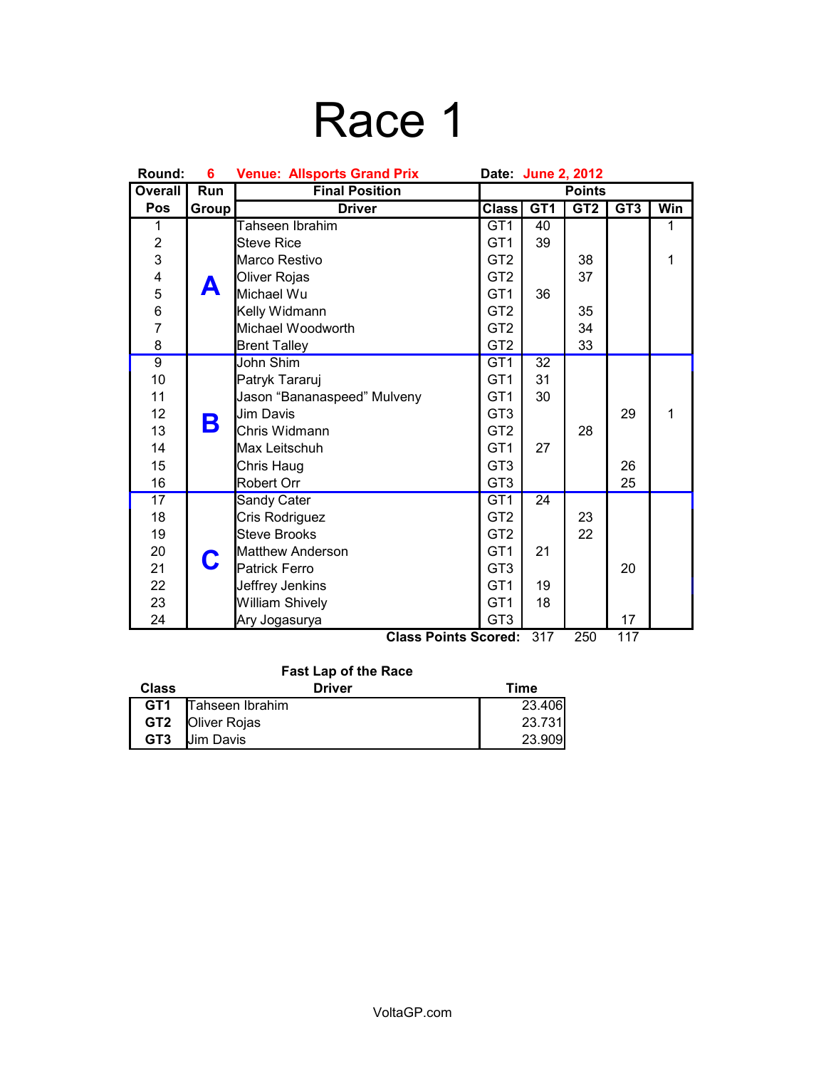# Race 1

**Round:** 6 **Venue: Allsports Grand Prix** **Date: June 2, 2012**

| Overall Pos | Run Group | Final Position Driver | Points Class | GT1 | GT2 | GT3 | Win |
|---|---|---|---|---|---|---|---|
| 1 | A | Tahseen Ibrahim | GT1 | 40 | | | 1 |
| 2 | | Steve Rice | GT1 | 39 | | | |
| 3 | | Marco Restivo | GT2 | | 38 | | 1 |
| 4 | | Oliver Rojas | GT2 | | 37 | | |
| 5 | | Michael Wu | GT1 | 36 | | | |
| 6 | | Kelly Widmann | GT2 | | 35 | | |
| 7 | | Michael Woodworth | GT2 | | 34 | | |
| 8 | | Brent Talley | GT2 | | 33 | | |
| 9 | B | John Shim | GT1 | 32 | | | |
| 10 | | Patryk Tararuj | GT1 | 31 | | | |
| 11 | | Jason “Bananaspeed” Mulveny | GT1 | 30 | | | |
| 12 | | Jim Davis | GT3 | | | 29 | 1 |
| 13 | | Chris Widmann | GT2 | | 28 | | |
| 14 | | Max Leitschuh | GT1 | 27 | | | |
| 15 | | Chris Haug | GT3 | | | 26 | |
| 16 | | Robert Orr | GT3 | | | 25 | |
| 17 | C | Sandy Cater | GT1 | 24 | | | |
| 18 | | Cris Rodriguez | GT2 | | 23 | | |
| 19 | | Steve Brooks | GT2 | | 22 | | |
| 20 | | Matthew Anderson | GT1 | 21 | | | |
| 21 | | Patrick Ferro | GT3 | | | 20 | |
| 22 | | Jeffrey Jenkins | GT1 | 19 | | | |
| 23 | | William Shively | GT1 | 18 | | | |
| 24 | | Ary Jogasurya | GT3 | | | 17 | |
| | | | **Class Points Scored:** | 317 | 250 | 117 | |

**Fast Lap of the Race**

| Class | Driver | Time |
|---|---|---|
| **GT1** | Tahseen Ibrahim | 23.406 |
| **GT2** | Oliver Rojas | 23.731 |
| **GT3** | Jim Davis | 23.909 |

VoltaGP.com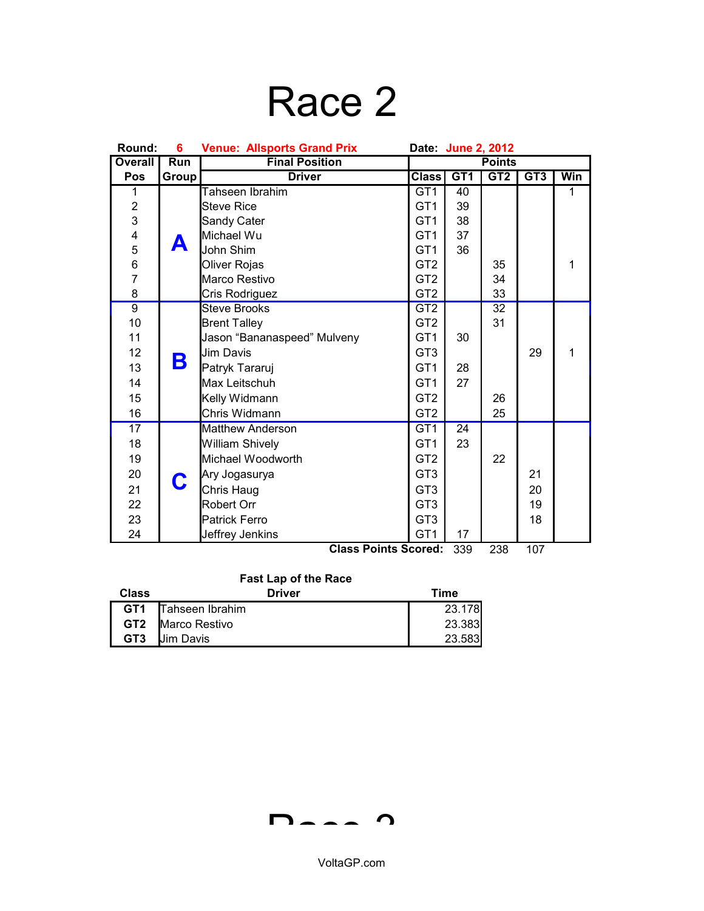# Race 2

**Round:** 6 **Venue: Allsports Grand Prix** **Date: June 2, 2012**

| Overall Pos | Run Group | Driver | Class | GT1 | GT2 | GT3 | Win |
|---|---|---|---|---|---|---|---|
| 1 | A | Tahseen Ibrahim | GT1 | 40 | | | 1 |
| 2 | A | Steve Rice | GT1 | 39 | | | |
| 3 | A | Sandy Cater | GT1 | 38 | | | |
| 4 | A | Michael Wu | GT1 | 37 | | | |
| 5 | A | John Shim | GT1 | 36 | | | |
| 6 | A | Oliver Rojas | GT2 | | 35 | | 1 |
| 7 | A | Marco Restivo | GT2 | | 34 | | |
| 8 | A | Cris Rodriguez | GT2 | | 33 | | |
| 9 | B | Steve Brooks | GT2 | | 32 | | |
| 10 | B | Brent Talley | GT2 | | 31 | | |
| 11 | B | Jason "Bananaspeed" Mulveny | GT1 | 30 | | | |
| 12 | B | Jim Davis | GT3 | | | 29 | 1 |
| 13 | B | Patryk Tararuj | GT1 | 28 | | | |
| 14 | B | Max Leitschuh | GT1 | 27 | | | |
| 15 | B | Kelly Widmann | GT2 | | 26 | | |
| 16 | B | Chris Widmann | GT2 | | 25 | | |
| 17 | C | Matthew Anderson | GT1 | 24 | | | |
| 18 | C | William Shively | GT1 | 23 | | | |
| 19 | C | Michael Woodworth | GT2 | | 22 | | |
| 20 | C | Ary Jogasurya | GT3 | | | 21 | |
| 21 | C | Chris Haug | GT3 | | | 20 | |
| 22 | C | Robert Orr | GT3 | | | 19 | |
| 23 | C | Patrick Ferro | GT3 | | | 18 | |
| 24 | C | Jeffrey Jenkins | GT1 | 17 | | | |
| | | **Class Points Scored:** | | 339 | 238 | 107 | |

**Fast Lap of the Race**

| Class | Driver | Time |
|---|---|---|
| **GT1** | Tahseen Ibrahim | 23.178 |
| **GT2** | Marco Restivo | 23.383 |
| **GT3** | Jim Davis | 23.583 |

VoltaGP.com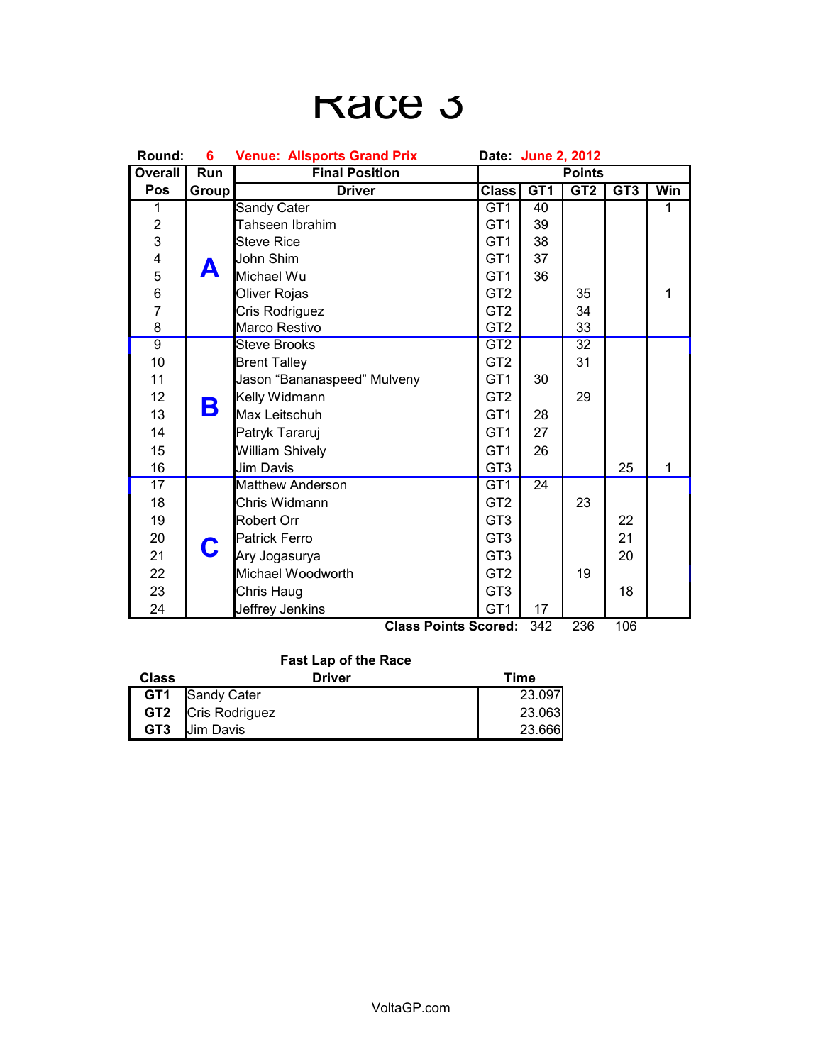# Race 3

**Round:** 6 **Venue: Allsports Grand Prix** **Date:** June 2, 2012

| Overall Pos | Run Group | Final Position Driver | Points Class | GT1 | GT2 | GT3 | Win |
|---|---|---|---|---|---|---|---|
| 1 | A | Sandy Cater | GT1 | 40 | | | 1 |
| 2 | | Tahseen Ibrahim | GT1 | 39 | | | |
| 3 | | Steve Rice | GT1 | 38 | | | |
| 4 | | John Shim | GT1 | 37 | | | |
| 5 | | Michael Wu | GT1 | 36 | | | |
| 6 | | Oliver Rojas | GT2 | | 35 | | 1 |
| 7 | | Cris Rodriguez | GT2 | | 34 | | |
| 8 | | Marco Restivo | GT2 | | 33 | | |
| 9 | B | Steve Brooks | GT2 | | 32 | | |
| 10 | | Brent Talley | GT2 | | 31 | | |
| 11 | | Jason “Bananaspeed” Mulveny | GT1 | 30 | | | |
| 12 | | Kelly Widmann | GT2 | | 29 | | |
| 13 | | Max Leitschuh | GT1 | 28 | | | |
| 14 | | Patryk Tararuj | GT1 | 27 | | | |
| 15 | | William Shively | GT1 | 26 | | | |
| 16 | | Jim Davis | GT3 | | | 25 | 1 |
| 17 | C | Matthew Anderson | GT1 | 24 | | | |
| 18 | | Chris Widmann | GT2 | | 23 | | |
| 19 | | Robert Orr | GT3 | | | 22 | |
| 20 | | Patrick Ferro | GT3 | | | 21 | |
| 21 | | Ary Jogasurya | GT3 | | | 20 | |
| 22 | | Michael Woodworth | GT2 | | 19 | | |
| 23 | | Chris Haug | GT3 | | | 18 | |
| 24 | | Jeffrey Jenkins | GT1 | 17 | | | |
| | | | **Class Points Scored:** | 342 | 236 | 106 | |

**Fast Lap of the Race**

| Class | Driver | Time |
|---|---|---|
| **GT1** | Sandy Cater | 23.097 |
| **GT2** | Cris Rodriguez | 23.063 |
| **GT3** | Jim Davis | 23.666 |

VoltaGP.com